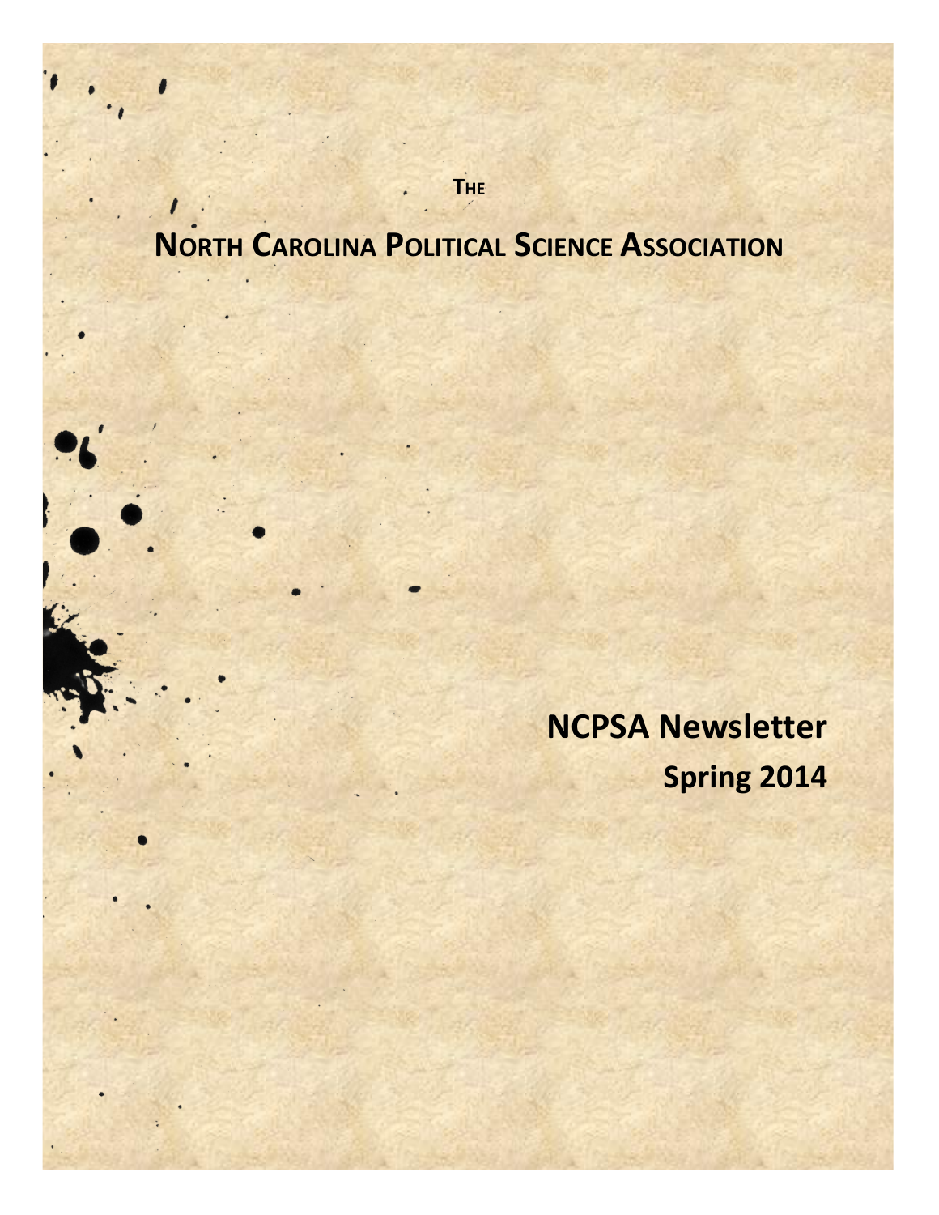THE

# NORTH CAROLINA POLITICAL SCIENCE ASSOCIATION

## NCPSA Newsletter

### Spring 2014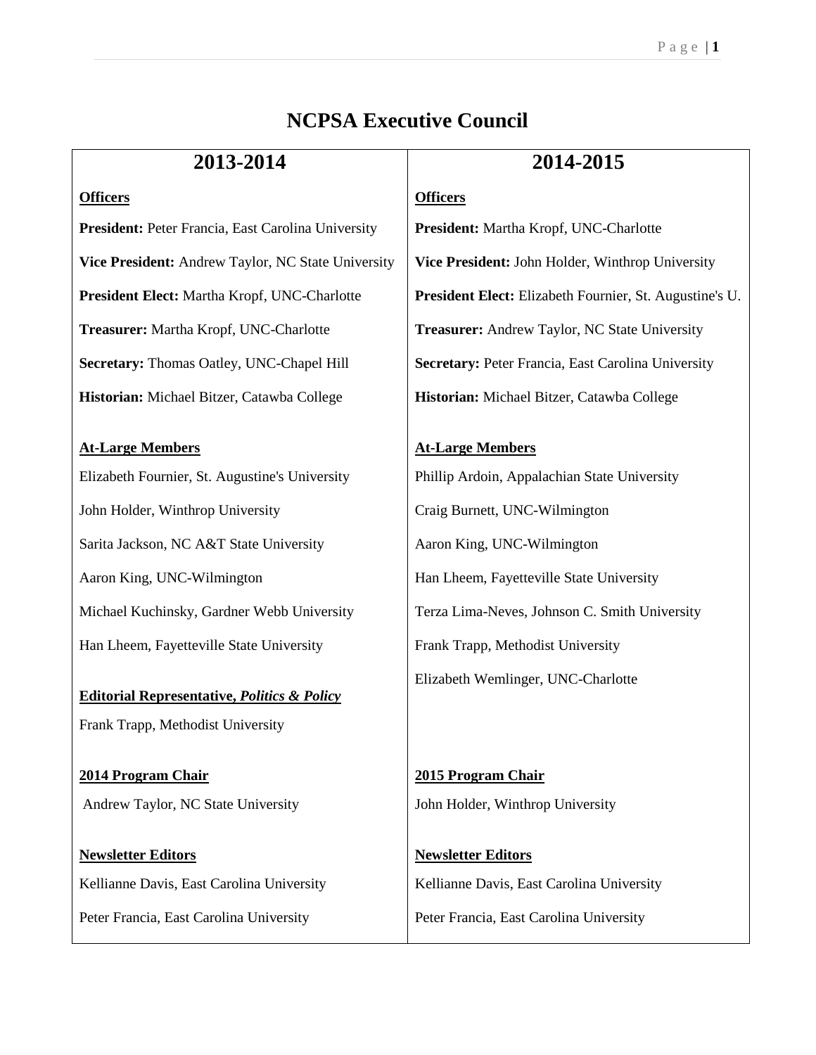# NCPSA Executive Council

| 2013-2014 | 2014-2015 |
|---|---|
| **Officers** | **Officers** |
| **President:** Peter Francia, East Carolina University | **President:** Martha Kropf, UNC-Charlotte |
| **Vice President:** Andrew Taylor, NC State University | **Vice President:** John Holder, Winthrop University |
| **President Elect:** Martha Kropf, UNC-Charlotte | **President Elect:** Elizabeth Fournier, St. Augustine's U. |
| **Treasurer:** Martha Kropf, UNC-Charlotte | **Treasurer:** Andrew Taylor, NC State University |
| **Secretary:** Thomas Oatley, UNC-Chapel Hill | **Secretary:** Peter Francia, East Carolina University |
| **Historian:** Michael Bitzer, Catawba College | **Historian:** Michael Bitzer, Catawba College |
| **At-Large Members** | **At-Large Members** |
| Elizabeth Fournier, St. Augustine's University | Phillip Ardoin, Appalachian State University |
| John Holder, Winthrop University | Craig Burnett, UNC-Wilmington |
| Sarita Jackson, NC A&T State University | Aaron King, UNC-Wilmington |
| Aaron King, UNC-Wilmington | Han Lheem, Fayetteville State University |
| Michael Kuchinsky, Gardner Webb University | Terza Lima-Neves, Johnson C. Smith University |
| Han Lheem, Fayetteville State University | Frank Trapp, Methodist University |
| | Elizabeth Wemlinger, UNC-Charlotte |
| **Editorial Representative, *Politics & Policy*** | |
| Frank Trapp, Methodist University | |
| **2014 Program Chair** | **2015 Program Chair** |
| Andrew Taylor, NC State University | John Holder, Winthrop University |
| **Newsletter Editors** | **Newsletter Editors** |
| Kellianne Davis, East Carolina University | Kellianne Davis, East Carolina University |
| Peter Francia, East Carolina University | Peter Francia, East Carolina University |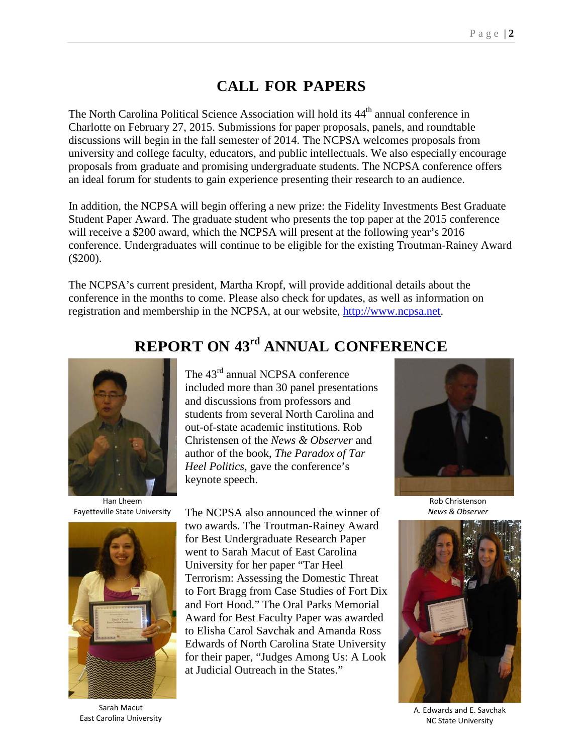# CALL FOR PAPERS

The North Carolina Political Science Association will hold its 44th annual conference in Charlotte on February 27, 2015. Submissions for paper proposals, panels, and roundtable discussions will begin in the fall semester of 2014. The NCPSA welcomes proposals from university and college faculty, educators, and public intellectuals. We also especially encourage proposals from graduate and promising undergraduate students. The NCPSA conference offers an ideal forum for students to gain experience presenting their research to an audience.

In addition, the NCPSA will begin offering a new prize: the Fidelity Investments Best Graduate Student Paper Award. The graduate student who presents the top paper at the 2015 conference will receive a $200 award, which the NCPSA will present at the following year's 2016 conference. Undergraduates will continue to be eligible for the existing Troutman-Rainey Award ($200).

The NCPSA's current president, Martha Kropf, will provide additional details about the conference in the months to come. Please also check for updates, as well as information on registration and membership in the NCPSA, at our website, http://www.ncpsa.net.

# REPORT ON 43rd ANNUAL CONFERENCE

The 43rd annual NCPSA conference included more than 30 panel presentations and discussions from professors and students from several North Carolina and out-of-state academic institutions. Rob Christensen of the *News & Observer* and author of the book, *The Paradox of Tar Heel Politics*, gave the conference's keynote speech.

Han Lheem
Fayetteville State University

Rob Christenson
*News & Observer*

The NCPSA also announced the winner of two awards. The Troutman-Rainey Award for Best Undergraduate Research Paper went to Sarah Macut of East Carolina University for her paper "Tar Heel Terrorism: Assessing the Domestic Threat to Fort Bragg from Case Studies of Fort Dix and Fort Hood." The Oral Parks Memorial Award for Best Faculty Paper was awarded to Elisha Carol Savchak and Amanda Ross Edwards of North Carolina State University for their paper, "Judges Among Us: A Look at Judicial Outreach in the States."

Sarah Macut
East Carolina University

A. Edwards and E. Savchak
NC State University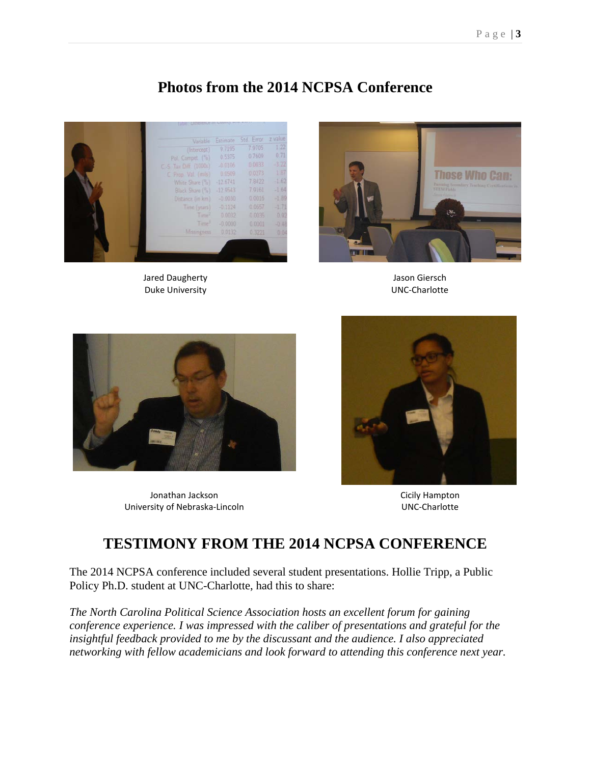# Photos from the 2014 NCPSA Conference

Jared Daugherty
Duke University

Jason Giersch
UNC-Charlotte

Jonathan Jackson
University of Nebraska-Lincoln

Cicily Hampton
UNC-Charlotte

# TESTIMONY FROM THE 2014 NCPSA CONFERENCE

The 2014 NCPSA conference included several student presentations. Hollie Tripp, a Public Policy Ph.D. student at UNC-Charlotte, had this to share:

*The North Carolina Political Science Association hosts an excellent forum for gaining conference experience. I was impressed with the caliber of presentations and grateful for the insightful feedback provided to me by the discussant and the audience. I also appreciated networking with fellow academicians and look forward to attending this conference next year.*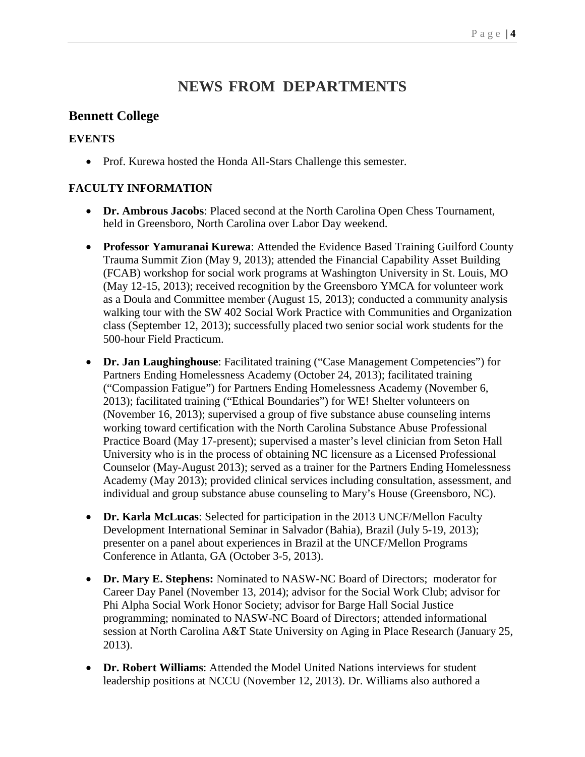# NEWS FROM DEPARTMENTS

## Bennett College

### EVENTS

- Prof. Kurewa hosted the Honda All-Stars Challenge this semester.

### FACULTY INFORMATION

- **Dr. Ambrous Jacobs**: Placed second at the North Carolina Open Chess Tournament, held in Greensboro, North Carolina over Labor Day weekend.

- **Professor Yamuranai Kurewa**: Attended the Evidence Based Training Guilford County Trauma Summit Zion (May 9, 2013); attended the Financial Capability Asset Building (FCAB) workshop for social work programs at Washington University in St. Louis, MO (May 12-15, 2013); received recognition by the Greensboro YMCA for volunteer work as a Doula and Committee member (August 15, 2013); conducted a community analysis walking tour with the SW 402 Social Work Practice with Communities and Organization class (September 12, 2013); successfully placed two senior social work students for the 500-hour Field Practicum.

- **Dr. Jan Laughinghouse**: Facilitated training ("Case Management Competencies") for Partners Ending Homelessness Academy (October 24, 2013); facilitated training ("Compassion Fatigue") for Partners Ending Homelessness Academy (November 6, 2013); facilitated training ("Ethical Boundaries") for WE! Shelter volunteers on (November 16, 2013); supervised a group of five substance abuse counseling interns working toward certification with the North Carolina Substance Abuse Professional Practice Board (May 17-present); supervised a master's level clinician from Seton Hall University who is in the process of obtaining NC licensure as a Licensed Professional Counselor (May-August 2013); served as a trainer for the Partners Ending Homelessness Academy (May 2013); provided clinical services including consultation, assessment, and individual and group substance abuse counseling to Mary's House (Greensboro, NC).

- **Dr. Karla McLucas**: Selected for participation in the 2013 UNCF/Mellon Faculty Development International Seminar in Salvador (Bahia), Brazil (July 5-19, 2013); presenter on a panel about experiences in Brazil at the UNCF/Mellon Programs Conference in Atlanta, GA (October 3-5, 2013).

- **Dr. Mary E. Stephens:** Nominated to NASW-NC Board of Directors; moderator for Career Day Panel (November 13, 2014); advisor for the Social Work Club; advisor for Phi Alpha Social Work Honor Society; advisor for Barge Hall Social Justice programming; nominated to NASW-NC Board of Directors; attended informational session at North Carolina A&T State University on Aging in Place Research (January 25, 2013).

- **Dr. Robert Williams**: Attended the Model United Nations interviews for student leadership positions at NCCU (November 12, 2013). Dr. Williams also authored a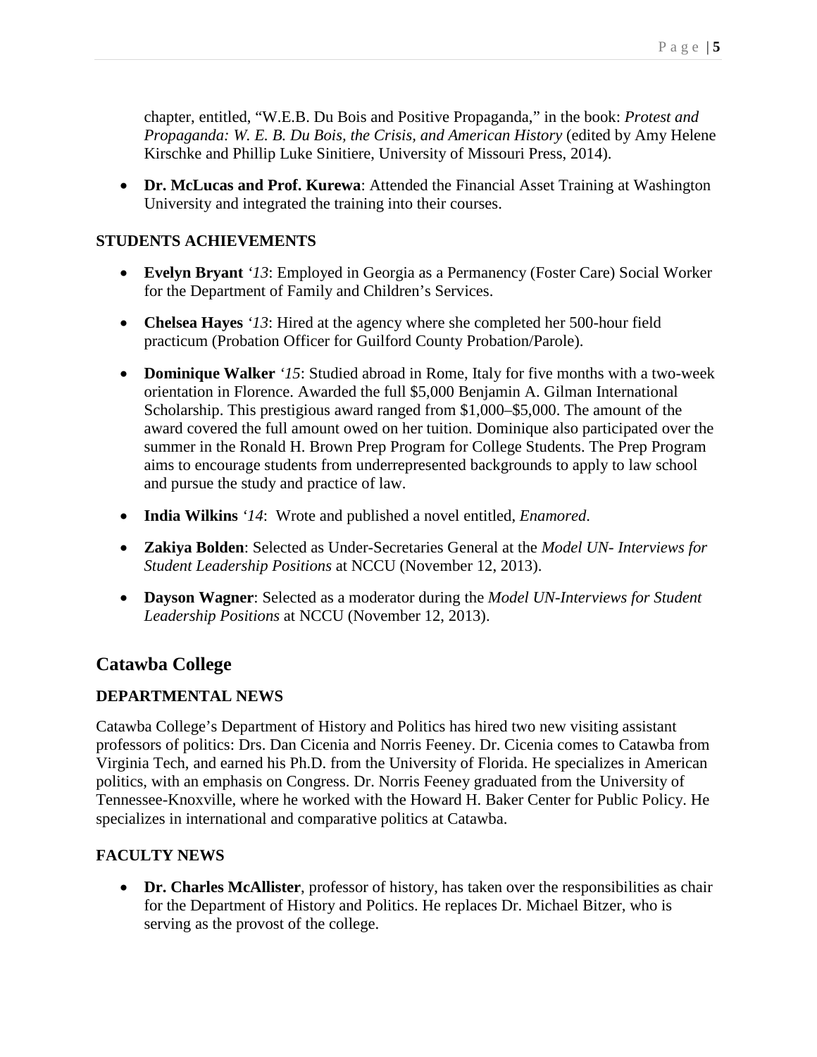chapter, entitled, "W.E.B. Du Bois and Positive Propaganda," in the book: *Protest and Propaganda: W. E. B. Du Bois, the Crisis, and American History* (edited by Amy Helene Kirschke and Phillip Luke Sinitiere, University of Missouri Press, 2014).

- **Dr. McLucas and Prof. Kurewa**: Attended the Financial Asset Training at Washington University and integrated the training into their courses.

### STUDENTS ACHIEVEMENTS

- **Evelyn Bryant** *'13*: Employed in Georgia as a Permanency (Foster Care) Social Worker for the Department of Family and Children's Services.
- **Chelsea Hayes** *'13*: Hired at the agency where she completed her 500-hour field practicum (Probation Officer for Guilford County Probation/Parole).
- **Dominique Walker** *'15*: Studied abroad in Rome, Italy for five months with a two-week orientation in Florence. Awarded the full $5,000 Benjamin A. Gilman International Scholarship. This prestigious award ranged from $1,000–$5,000. The amount of the award covered the full amount owed on her tuition. Dominique also participated over the summer in the Ronald H. Brown Prep Program for College Students. The Prep Program aims to encourage students from underrepresented backgrounds to apply to law school and pursue the study and practice of law.
- **India Wilkins** *'14*: Wrote and published a novel entitled, *Enamored*.
- **Zakiya Bolden**: Selected as Under-Secretaries General at the *Model UN- Interviews for Student Leadership Positions* at NCCU (November 12, 2013).
- **Dayson Wagner**: Selected as a moderator during the *Model UN-Interviews for Student Leadership Positions* at NCCU (November 12, 2013).

## Catawba College

### DEPARTMENTAL NEWS

Catawba College's Department of History and Politics has hired two new visiting assistant professors of politics: Drs. Dan Cicenia and Norris Feeney. Dr. Cicenia comes to Catawba from Virginia Tech, and earned his Ph.D. from the University of Florida. He specializes in American politics, with an emphasis on Congress. Dr. Norris Feeney graduated from the University of Tennessee-Knoxville, where he worked with the Howard H. Baker Center for Public Policy. He specializes in international and comparative politics at Catawba.

### FACULTY NEWS

- **Dr. Charles McAllister**, professor of history, has taken over the responsibilities as chair for the Department of History and Politics. He replaces Dr. Michael Bitzer, who is serving as the provost of the college.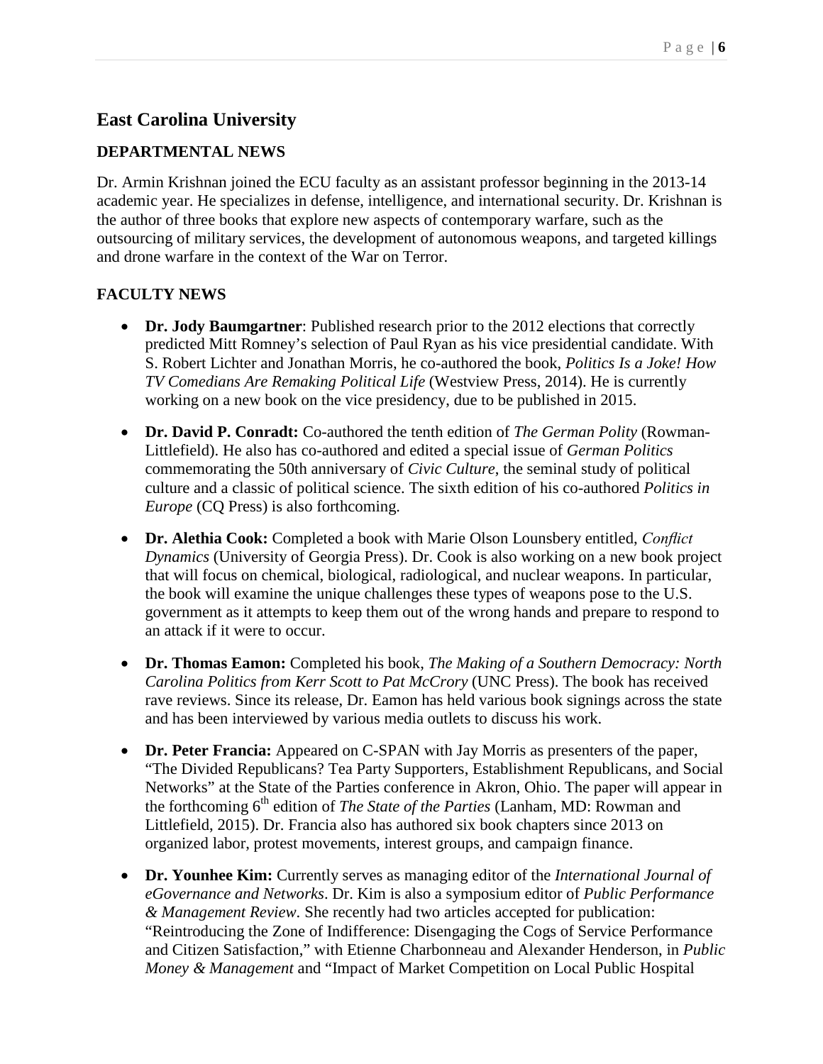## East Carolina University

### DEPARTMENTAL NEWS

Dr. Armin Krishnan joined the ECU faculty as an assistant professor beginning in the 2013-14 academic year. He specializes in defense, intelligence, and international security. Dr. Krishnan is the author of three books that explore new aspects of contemporary warfare, such as the outsourcing of military services, the development of autonomous weapons, and targeted killings and drone warfare in the context of the War on Terror.

### FACULTY NEWS

- **Dr. Jody Baumgartner**: Published research prior to the 2012 elections that correctly predicted Mitt Romney's selection of Paul Ryan as his vice presidential candidate. With S. Robert Lichter and Jonathan Morris, he co-authored the book, *Politics Is a Joke! How TV Comedians Are Remaking Political Life* (Westview Press, 2014). He is currently working on a new book on the vice presidency, due to be published in 2015.

- **Dr. David P. Conradt:** Co-authored the tenth edition of *The German Polity* (Rowman-Littlefield). He also has co-authored and edited a special issue of *German Politics* commemorating the 50th anniversary of *Civic Culture*, the seminal study of political culture and a classic of political science. The sixth edition of his co-authored *Politics in Europe* (CQ Press) is also forthcoming.

- **Dr. Alethia Cook:** Completed a book with Marie Olson Lounsbery entitled, *Conflict Dynamics* (University of Georgia Press). Dr. Cook is also working on a new book project that will focus on chemical, biological, radiological, and nuclear weapons. In particular, the book will examine the unique challenges these types of weapons pose to the U.S. government as it attempts to keep them out of the wrong hands and prepare to respond to an attack if it were to occur.

- **Dr. Thomas Eamon:** Completed his book, *The Making of a Southern Democracy: North Carolina Politics from Kerr Scott to Pat McCrory* (UNC Press). The book has received rave reviews. Since its release, Dr. Eamon has held various book signings across the state and has been interviewed by various media outlets to discuss his work.

- **Dr. Peter Francia:** Appeared on C-SPAN with Jay Morris as presenters of the paper, "The Divided Republicans? Tea Party Supporters, Establishment Republicans, and Social Networks" at the State of the Parties conference in Akron, Ohio. The paper will appear in the forthcoming 6th edition of *The State of the Parties* (Lanham, MD: Rowman and Littlefield, 2015). Dr. Francia also has authored six book chapters since 2013 on organized labor, protest movements, interest groups, and campaign finance.

- **Dr. Younhee Kim:** Currently serves as managing editor of the *International Journal of eGovernance and Networks*. Dr. Kim is also a symposium editor of *Public Performance & Management Review*. She recently had two articles accepted for publication: "Reintroducing the Zone of Indifference: Disengaging the Cogs of Service Performance and Citizen Satisfaction," with Etienne Charbonneau and Alexander Henderson, in *Public Money & Management* and "Impact of Market Competition on Local Public Hospital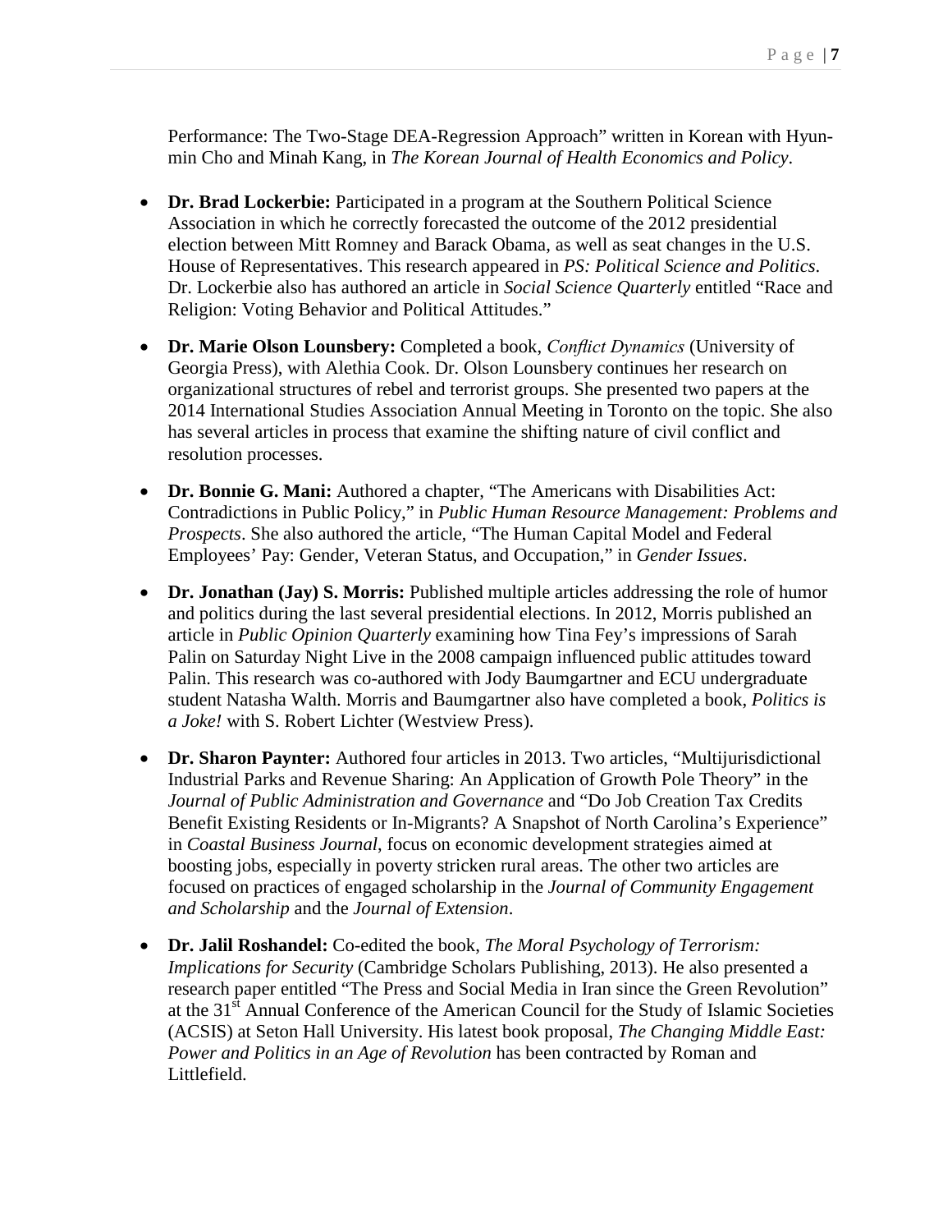Performance: The Two-Stage DEA-Regression Approach" written in Korean with Hyun-min Cho and Minah Kang, in *The Korean Journal of Health Economics and Policy*.

- **Dr. Brad Lockerbie:** Participated in a program at the Southern Political Science Association in which he correctly forecasted the outcome of the 2012 presidential election between Mitt Romney and Barack Obama, as well as seat changes in the U.S. House of Representatives. This research appeared in *PS: Political Science and Politics*. Dr. Lockerbie also has authored an article in *Social Science Quarterly* entitled "Race and Religion: Voting Behavior and Political Attitudes."

- **Dr. Marie Olson Lounsbery:** Completed a book, *Conflict Dynamics* (University of Georgia Press), with Alethia Cook. Dr. Olson Lounsbery continues her research on organizational structures of rebel and terrorist groups. She presented two papers at the 2014 International Studies Association Annual Meeting in Toronto on the topic. She also has several articles in process that examine the shifting nature of civil conflict and resolution processes.

- **Dr. Bonnie G. Mani:** Authored a chapter, "The Americans with Disabilities Act: Contradictions in Public Policy," in *Public Human Resource Management: Problems and Prospects*. She also authored the article, "The Human Capital Model and Federal Employees' Pay: Gender, Veteran Status, and Occupation," in *Gender Issues*.

- **Dr. Jonathan (Jay) S. Morris:** Published multiple articles addressing the role of humor and politics during the last several presidential elections. In 2012, Morris published an article in *Public Opinion Quarterly* examining how Tina Fey's impressions of Sarah Palin on Saturday Night Live in the 2008 campaign influenced public attitudes toward Palin. This research was co-authored with Jody Baumgartner and ECU undergraduate student Natasha Walth. Morris and Baumgartner also have completed a book, *Politics is a Joke!* with S. Robert Lichter (Westview Press).

- **Dr. Sharon Paynter:** Authored four articles in 2013. Two articles, "Multijurisdictional Industrial Parks and Revenue Sharing: An Application of Growth Pole Theory" in the *Journal of Public Administration and Governance* and "Do Job Creation Tax Credits Benefit Existing Residents or In-Migrants? A Snapshot of North Carolina's Experience" in *Coastal Business Journal*, focus on economic development strategies aimed at boosting jobs, especially in poverty stricken rural areas. The other two articles are focused on practices of engaged scholarship in the *Journal of Community Engagement and Scholarship* and the *Journal of Extension*.

- **Dr. Jalil Roshandel:** Co-edited the book, *The Moral Psychology of Terrorism: Implications for Security* (Cambridge Scholars Publishing, 2013). He also presented a research paper entitled "The Press and Social Media in Iran since the Green Revolution" at the 31st Annual Conference of the American Council for the Study of Islamic Societies (ACSIS) at Seton Hall University. His latest book proposal, *The Changing Middle East: Power and Politics in an Age of Revolution* has been contracted by Roman and Littlefield.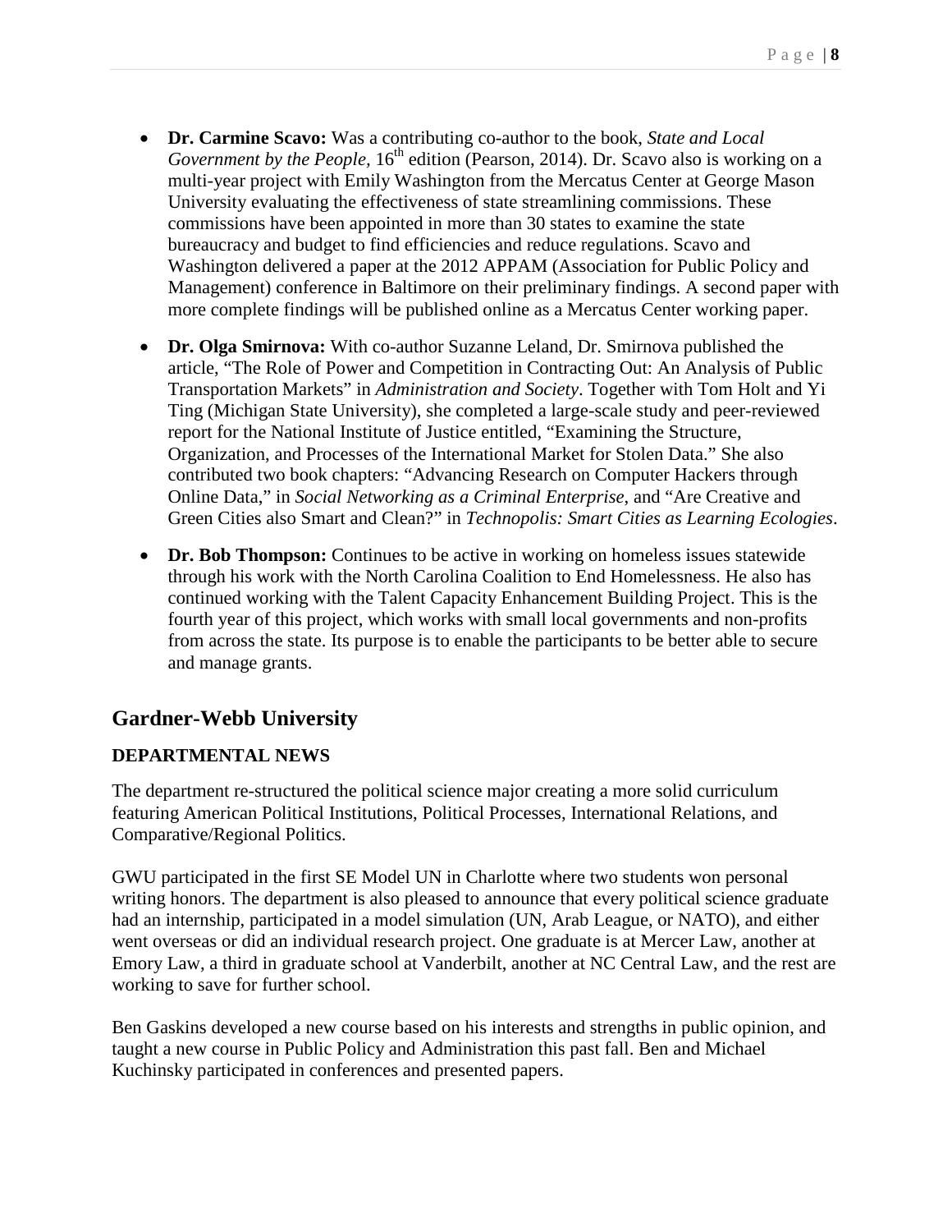- **Dr. Carmine Scavo:** Was a contributing co-author to the book, *State and Local Government by the People,* 16th edition (Pearson, 2014). Dr. Scavo also is working on a multi-year project with Emily Washington from the Mercatus Center at George Mason University evaluating the effectiveness of state streamlining commissions. These commissions have been appointed in more than 30 states to examine the state bureaucracy and budget to find efficiencies and reduce regulations. Scavo and Washington delivered a paper at the 2012 APPAM (Association for Public Policy and Management) conference in Baltimore on their preliminary findings. A second paper with more complete findings will be published online as a Mercatus Center working paper.

- **Dr. Olga Smirnova:** With co-author Suzanne Leland, Dr. Smirnova published the article, "The Role of Power and Competition in Contracting Out: An Analysis of Public Transportation Markets" in *Administration and Society*. Together with Tom Holt and Yi Ting (Michigan State University), she completed a large-scale study and peer-reviewed report for the National Institute of Justice entitled, "Examining the Structure, Organization, and Processes of the International Market for Stolen Data." She also contributed two book chapters: "Advancing Research on Computer Hackers through Online Data," in *Social Networking as a Criminal Enterprise*, and "Are Creative and Green Cities also Smart and Clean?" in *Technopolis: Smart Cities as Learning Ecologies*.

- **Dr. Bob Thompson:** Continues to be active in working on homeless issues statewide through his work with the North Carolina Coalition to End Homelessness. He also has continued working with the Talent Capacity Enhancement Building Project. This is the fourth year of this project, which works with small local governments and non-profits from across the state. Its purpose is to enable the participants to be better able to secure and manage grants.

## Gardner-Webb University

### DEPARTMENTAL NEWS

The department re-structured the political science major creating a more solid curriculum featuring American Political Institutions, Political Processes, International Relations, and Comparative/Regional Politics.

GWU participated in the first SE Model UN in Charlotte where two students won personal writing honors. The department is also pleased to announce that every political science graduate had an internship, participated in a model simulation (UN, Arab League, or NATO), and either went overseas or did an individual research project. One graduate is at Mercer Law, another at Emory Law, a third in graduate school at Vanderbilt, another at NC Central Law, and the rest are working to save for further school.

Ben Gaskins developed a new course based on his interests and strengths in public opinion, and taught a new course in Public Policy and Administration this past fall. Ben and Michael Kuchinsky participated in conferences and presented papers.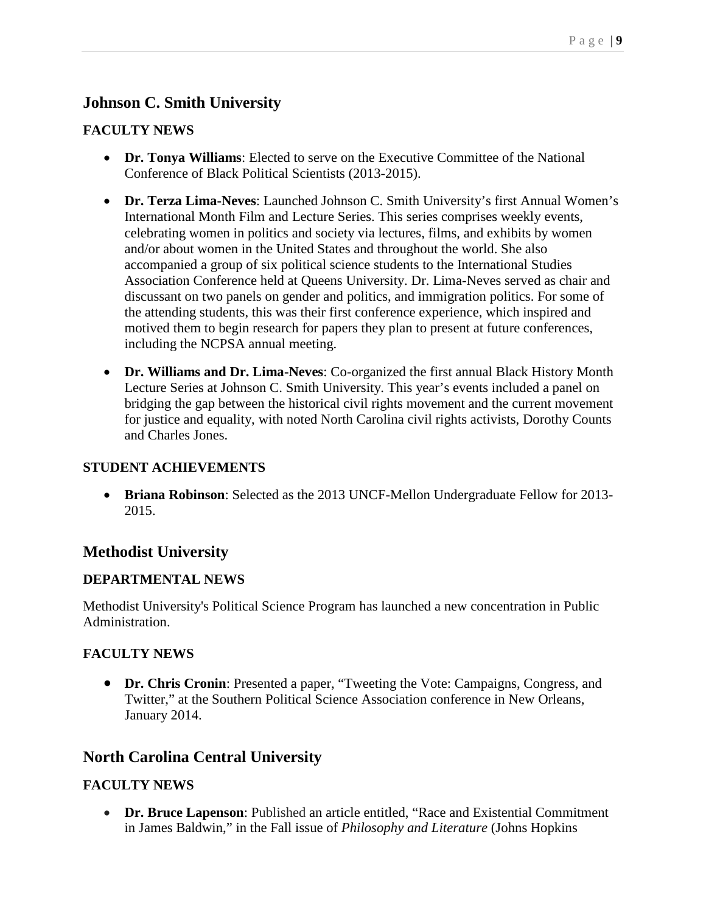## Johnson C. Smith University

### FACULTY NEWS

- **Dr. Tonya Williams**: Elected to serve on the Executive Committee of the National Conference of Black Political Scientists (2013-2015).
- **Dr. Terza Lima-Neves**: Launched Johnson C. Smith University's first Annual Women's International Month Film and Lecture Series. This series comprises weekly events, celebrating women in politics and society via lectures, films, and exhibits by women and/or about women in the United States and throughout the world. She also accompanied a group of six political science students to the International Studies Association Conference held at Queens University. Dr. Lima-Neves served as chair and discussant on two panels on gender and politics, and immigration politics. For some of the attending students, this was their first conference experience, which inspired and motived them to begin research for papers they plan to present at future conferences, including the NCPSA annual meeting.
- **Dr. Williams and Dr. Lima-Neves**: Co-organized the first annual Black History Month Lecture Series at Johnson C. Smith University. This year's events included a panel on bridging the gap between the historical civil rights movement and the current movement for justice and equality, with noted North Carolina civil rights activists, Dorothy Counts and Charles Jones.

### STUDENT ACHIEVEMENTS

- **Briana Robinson**: Selected as the 2013 UNCF-Mellon Undergraduate Fellow for 2013-2015.

## Methodist University

### DEPARTMENTAL NEWS

Methodist University's Political Science Program has launched a new concentration in Public Administration.

### FACULTY NEWS

- **Dr. Chris Cronin**: Presented a paper, "Tweeting the Vote: Campaigns, Congress, and Twitter," at the Southern Political Science Association conference in New Orleans, January 2014.

## North Carolina Central University

### FACULTY NEWS

- **Dr. Bruce Lapenson**: Published an article entitled, "Race and Existential Commitment in James Baldwin," in the Fall issue of *Philosophy and Literature* (Johns Hopkins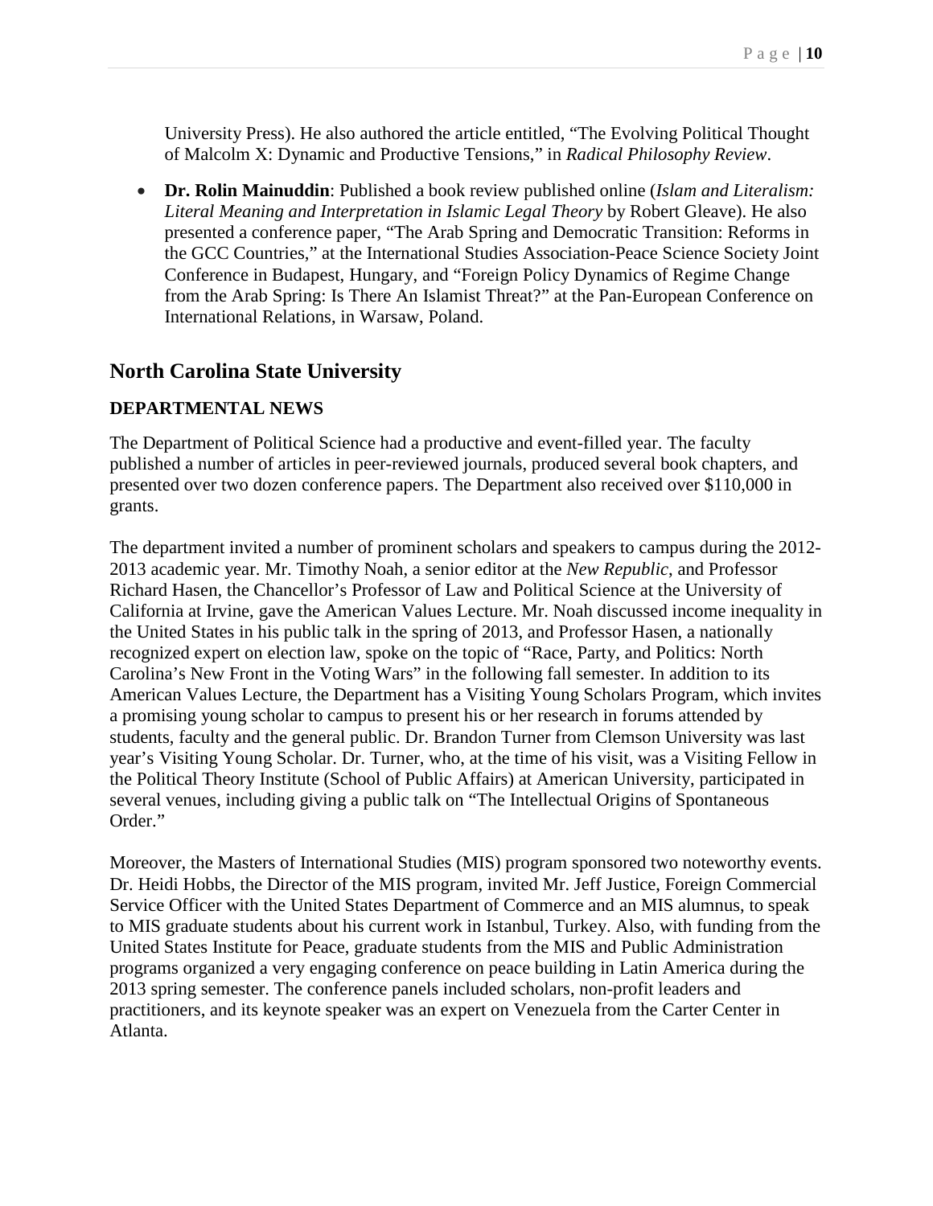University Press). He also authored the article entitled, "The Evolving Political Thought of Malcolm X: Dynamic and Productive Tensions," in *Radical Philosophy Review*.

- **Dr. Rolin Mainuddin**: Published a book review published online (*Islam and Literalism: Literal Meaning and Interpretation in Islamic Legal Theory* by Robert Gleave). He also presented a conference paper, "The Arab Spring and Democratic Transition: Reforms in the GCC Countries," at the International Studies Association-Peace Science Society Joint Conference in Budapest, Hungary, and "Foreign Policy Dynamics of Regime Change from the Arab Spring: Is There An Islamist Threat?" at the Pan-European Conference on International Relations, in Warsaw, Poland.

## North Carolina State University

### DEPARTMENTAL NEWS

The Department of Political Science had a productive and event-filled year. The faculty published a number of articles in peer-reviewed journals, produced several book chapters, and presented over two dozen conference papers. The Department also received over $110,000 in grants.

The department invited a number of prominent scholars and speakers to campus during the 2012-2013 academic year. Mr. Timothy Noah, a senior editor at the *New Republic*, and Professor Richard Hasen, the Chancellor's Professor of Law and Political Science at the University of California at Irvine, gave the American Values Lecture. Mr. Noah discussed income inequality in the United States in his public talk in the spring of 2013, and Professor Hasen, a nationally recognized expert on election law, spoke on the topic of "Race, Party, and Politics: North Carolina's New Front in the Voting Wars" in the following fall semester. In addition to its American Values Lecture, the Department has a Visiting Young Scholars Program, which invites a promising young scholar to campus to present his or her research in forums attended by students, faculty and the general public. Dr. Brandon Turner from Clemson University was last year's Visiting Young Scholar. Dr. Turner, who, at the time of his visit, was a Visiting Fellow in the Political Theory Institute (School of Public Affairs) at American University, participated in several venues, including giving a public talk on "The Intellectual Origins of Spontaneous Order."

Moreover, the Masters of International Studies (MIS) program sponsored two noteworthy events. Dr. Heidi Hobbs, the Director of the MIS program, invited Mr. Jeff Justice, Foreign Commercial Service Officer with the United States Department of Commerce and an MIS alumnus, to speak to MIS graduate students about his current work in Istanbul, Turkey. Also, with funding from the United States Institute for Peace, graduate students from the MIS and Public Administration programs organized a very engaging conference on peace building in Latin America during the 2013 spring semester. The conference panels included scholars, non-profit leaders and practitioners, and its keynote speaker was an expert on Venezuela from the Carter Center in Atlanta.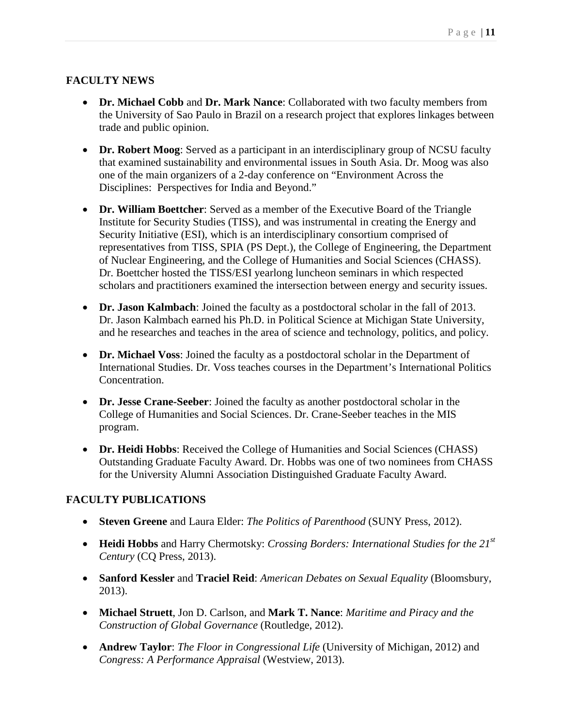## FACULTY NEWS

- **Dr. Michael Cobb** and **Dr. Mark Nance**: Collaborated with two faculty members from the University of Sao Paulo in Brazil on a research project that explores linkages between trade and public opinion.

- **Dr. Robert Moog**: Served as a participant in an interdisciplinary group of NCSU faculty that examined sustainability and environmental issues in South Asia. Dr. Moog was also one of the main organizers of a 2-day conference on "Environment Across the Disciplines: Perspectives for India and Beyond."

- **Dr. William Boettcher**: Served as a member of the Executive Board of the Triangle Institute for Security Studies (TISS), and was instrumental in creating the Energy and Security Initiative (ESI), which is an interdisciplinary consortium comprised of representatives from TISS, SPIA (PS Dept.), the College of Engineering, the Department of Nuclear Engineering, and the College of Humanities and Social Sciences (CHASS). Dr. Boettcher hosted the TISS/ESI yearlong luncheon seminars in which respected scholars and practitioners examined the intersection between energy and security issues.

- **Dr. Jason Kalmbach**: Joined the faculty as a postdoctoral scholar in the fall of 2013. Dr. Jason Kalmbach earned his Ph.D. in Political Science at Michigan State University, and he researches and teaches in the area of science and technology, politics, and policy.

- **Dr. Michael Voss**: Joined the faculty as a postdoctoral scholar in the Department of International Studies. Dr. Voss teaches courses in the Department's International Politics Concentration.

- **Dr. Jesse Crane-Seeber**: Joined the faculty as another postdoctoral scholar in the College of Humanities and Social Sciences. Dr. Crane-Seeber teaches in the MIS program.

- **Dr. Heidi Hobbs**: Received the College of Humanities and Social Sciences (CHASS) Outstanding Graduate Faculty Award. Dr. Hobbs was one of two nominees from CHASS for the University Alumni Association Distinguished Graduate Faculty Award.

## FACULTY PUBLICATIONS

- **Steven Greene** and Laura Elder: *The Politics of Parenthood* (SUNY Press, 2012).

- **Heidi Hobbs** and Harry Chermotsky: *Crossing Borders: International Studies for the 21st Century* (CQ Press, 2013).

- **Sanford Kessler** and **Traciel Reid**: *American Debates on Sexual Equality* (Bloomsbury, 2013).

- **Michael Struett**, Jon D. Carlson, and **Mark T. Nance**: *Maritime and Piracy and the Construction of Global Governance* (Routledge, 2012).

- **Andrew Taylor**: *The Floor in Congressional Life* (University of Michigan, 2012) and *Congress: A Performance Appraisal* (Westview, 2013).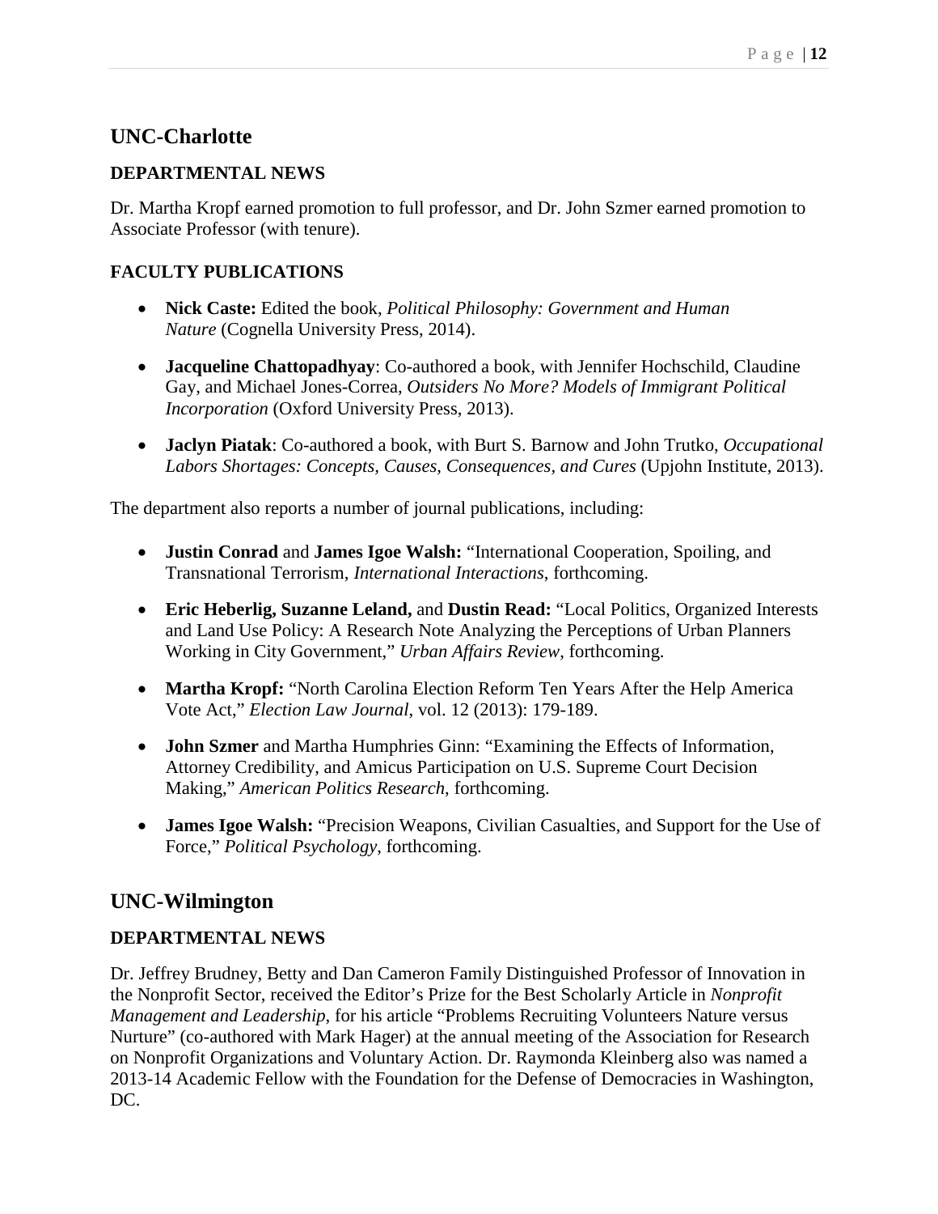## UNC-Charlotte

### DEPARTMENTAL NEWS

Dr. Martha Kropf earned promotion to full professor, and Dr. John Szmer earned promotion to Associate Professor (with tenure).

### FACULTY PUBLICATIONS

- **Nick Caste:** Edited the book, *Political Philosophy: Government and Human Nature* (Cognella University Press, 2014).
- **Jacqueline Chattopadhyay**: Co-authored a book, with Jennifer Hochschild, Claudine Gay, and Michael Jones-Correa, *Outsiders No More? Models of Immigrant Political Incorporation* (Oxford University Press, 2013).
- **Jaclyn Piatak**: Co-authored a book, with Burt S. Barnow and John Trutko, *Occupational Labors Shortages: Concepts, Causes, Consequences, and Cures* (Upjohn Institute, 2013).

The department also reports a number of journal publications, including:

- **Justin Conrad** and **James Igoe Walsh:** "International Cooperation, Spoiling, and Transnational Terrorism, *International Interactions*, forthcoming.
- **Eric Heberlig, Suzanne Leland,** and **Dustin Read:** "Local Politics, Organized Interests and Land Use Policy: A Research Note Analyzing the Perceptions of Urban Planners Working in City Government," *Urban Affairs Review*, forthcoming.
- **Martha Kropf:** "North Carolina Election Reform Ten Years After the Help America Vote Act," *Election Law Journal*, vol. 12 (2013): 179-189.
- **John Szmer** and Martha Humphries Ginn: "Examining the Effects of Information, Attorney Credibility, and Amicus Participation on U.S. Supreme Court Decision Making," *American Politics Research*, forthcoming.
- **James Igoe Walsh:** "Precision Weapons, Civilian Casualties, and Support for the Use of Force," *Political Psychology*, forthcoming.

## UNC-Wilmington

### DEPARTMENTAL NEWS

Dr. Jeffrey Brudney, Betty and Dan Cameron Family Distinguished Professor of Innovation in the Nonprofit Sector, received the Editor's Prize for the Best Scholarly Article in *Nonprofit Management and Leadership*, for his article "Problems Recruiting Volunteers Nature versus Nurture" (co-authored with Mark Hager) at the annual meeting of the Association for Research on Nonprofit Organizations and Voluntary Action. Dr. Raymonda Kleinberg also was named a 2013-14 Academic Fellow with the Foundation for the Defense of Democracies in Washington, DC.